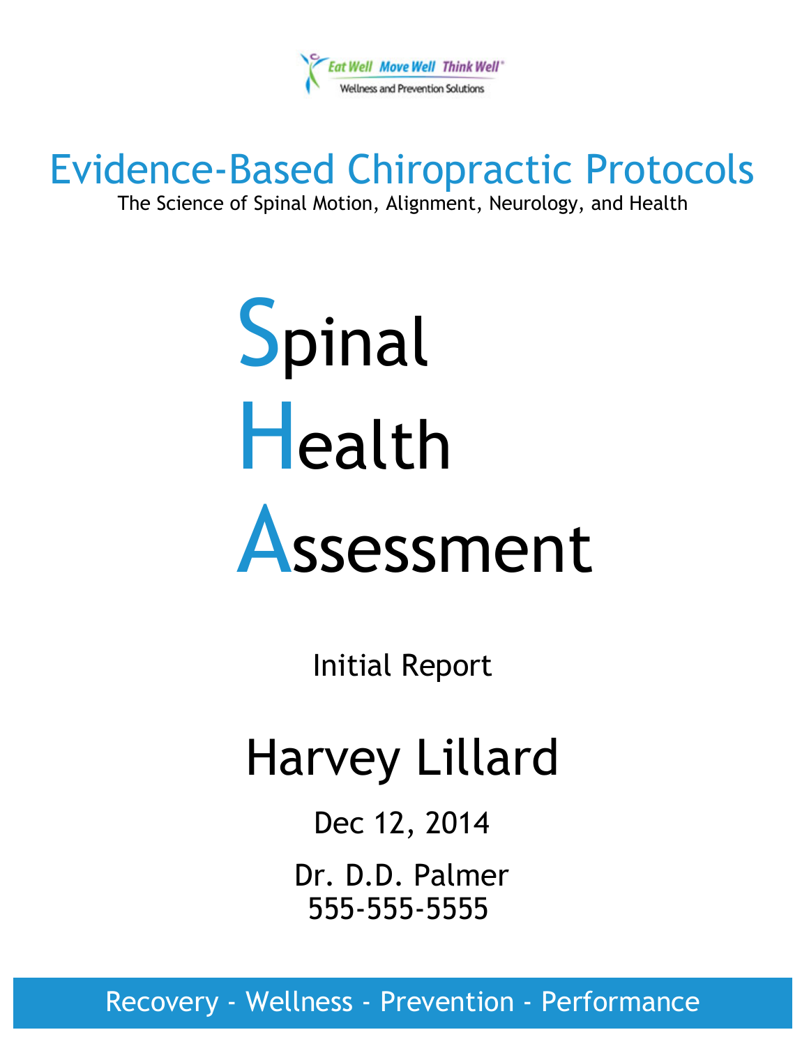Eat Well Move Well Think Well®

Wellness and Prevention Solutions

# Evidence-Based Chiropractic Protocols

The Science of Spinal Motion, Alignment, Neurology, and Health

# Spinal
# Health
# Assessment

Initial Report

## Harvey Lillard

Dec 12, 2014

Dr. D.D. Palmer
555-555-5555

Recovery - Wellness - Prevention - Performance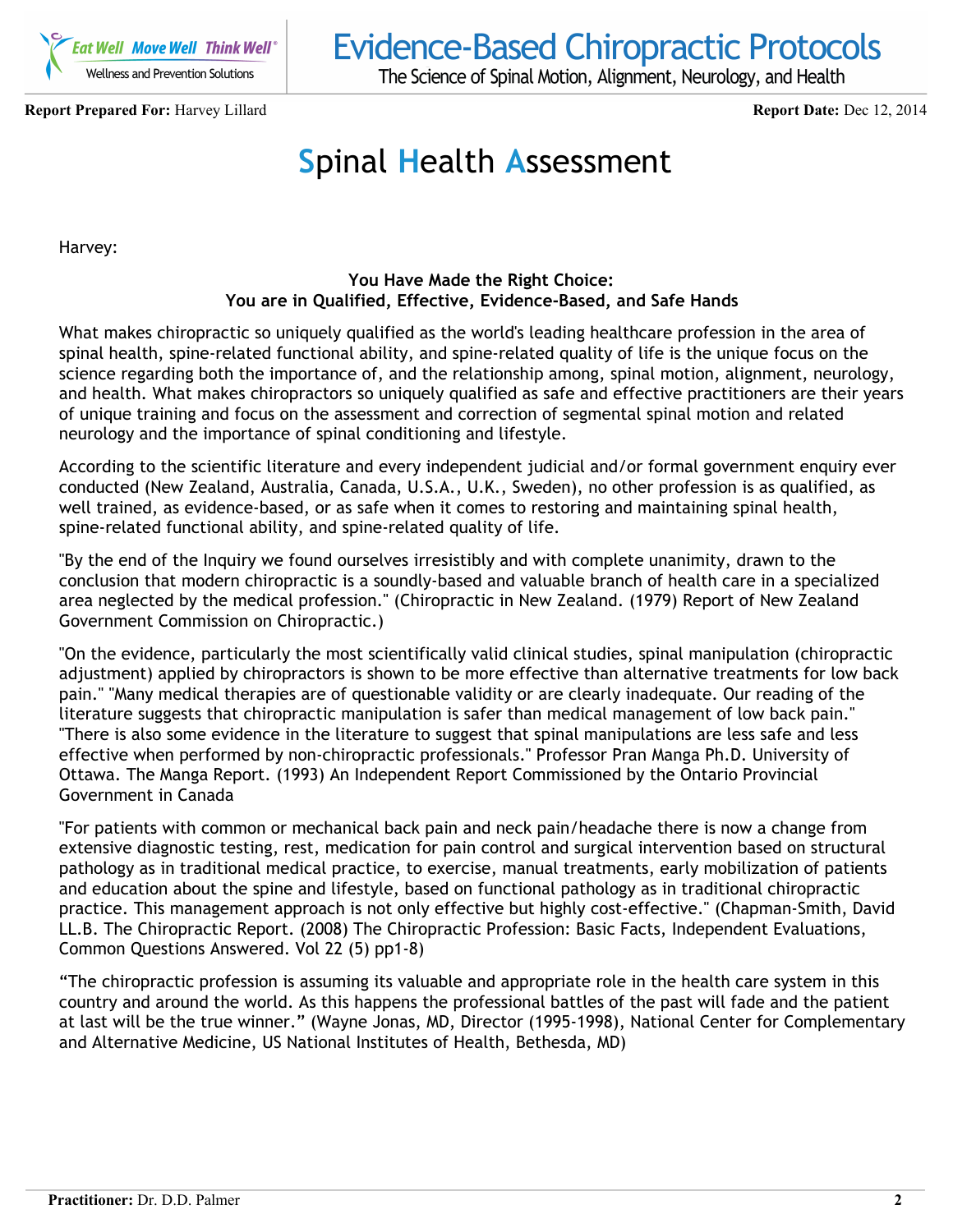Report Prepared For: Harvey Lillard

Report Date: Dec 12, 2014

# Spinal Health Assessment

Harvey:

**You Have Made the Right Choice:**
**You are in Qualified, Effective, Evidence-Based, and Safe Hands**

What makes chiropractic so uniquely qualified as the world's leading healthcare profession in the area of spinal health, spine-related functional ability, and spine-related quality of life is the unique focus on the science regarding both the importance of, and the relationship among, spinal motion, alignment, neurology, and health. What makes chiropractors so uniquely qualified as safe and effective practitioners are their years of unique training and focus on the assessment and correction of segmental spinal motion and related neurology and the importance of spinal conditioning and lifestyle.

According to the scientific literature and every independent judicial and/or formal government enquiry ever conducted (New Zealand, Australia, Canada, U.S.A., U.K., Sweden), no other profession is as qualified, as well trained, as evidence-based, or as safe when it comes to restoring and maintaining spinal health, spine-related functional ability, and spine-related quality of life.

"By the end of the Inquiry we found ourselves irresistibly and with complete unanimity, drawn to the conclusion that modern chiropractic is a soundly-based and valuable branch of health care in a specialized area neglected by the medical profession." (Chiropractic in New Zealand. (1979) Report of New Zealand Government Commission on Chiropractic.)

"On the evidence, particularly the most scientifically valid clinical studies, spinal manipulation (chiropractic adjustment) applied by chiropractors is shown to be more effective than alternative treatments for low back pain." "Many medical therapies are of questionable validity or are clearly inadequate. Our reading of the literature suggests that chiropractic manipulation is safer than medical management of low back pain." "There is also some evidence in the literature to suggest that spinal manipulations are less safe and less effective when performed by non-chiropractic professionals." Professor Pran Manga Ph.D. University of Ottawa. The Manga Report. (1993) An Independent Report Commissioned by the Ontario Provincial Government in Canada

"For patients with common or mechanical back pain and neck pain/headache there is now a change from extensive diagnostic testing, rest, medication for pain control and surgical intervention based on structural pathology as in traditional medical practice, to exercise, manual treatments, early mobilization of patients and education about the spine and lifestyle, based on functional pathology as in traditional chiropractic practice. This management approach is not only effective but highly cost-effective." (Chapman-Smith, David LL.B. The Chiropractic Report. (2008) The Chiropractic Profession: Basic Facts, Independent Evaluations, Common Questions Answered. Vol 22 (5) pp1-8)

"The chiropractic profession is assuming its valuable and appropriate role in the health care system in this country and around the world. As this happens the professional battles of the past will fade and the patient at last will be the true winner." (Wayne Jonas, MD, Director (1995-1998), National Center for Complementary and Alternative Medicine, US National Institutes of Health, Bethesda, MD)

Practitioner: Dr. D.D. Palmer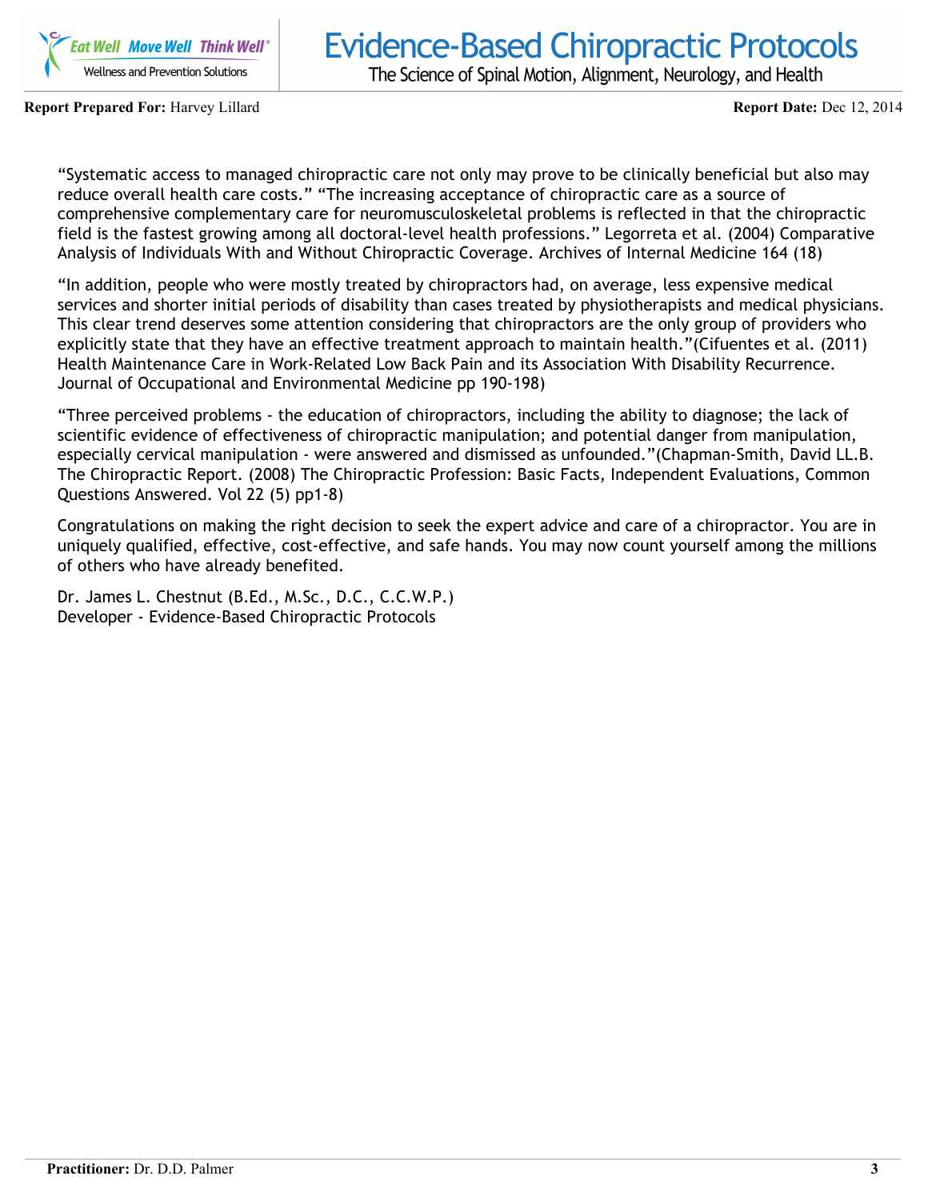“Systematic access to managed chiropractic care not only may prove to be clinically beneficial but also may reduce overall health care costs.” “The increasing acceptance of chiropractic care as a source of comprehensive complementary care for neuromusculoskeletal problems is reflected in that the chiropractic field is the fastest growing among all doctoral-level health professions.” Legorreta et al. (2004) Comparative Analysis of Individuals With and Without Chiropractic Coverage. Archives of Internal Medicine 164 (18)

“In addition, people who were mostly treated by chiropractors had, on average, less expensive medical services and shorter initial periods of disability than cases treated by physiotherapists and medical physicians. This clear trend deserves some attention considering that chiropractors are the only group of providers who explicitly state that they have an effective treatment approach to maintain health.”(Cifuentes et al. (2011) Health Maintenance Care in Work-Related Low Back Pain and its Association With Disability Recurrence. Journal of Occupational and Environmental Medicine pp 190-198)

“Three perceived problems - the education of chiropractors, including the ability to diagnose; the lack of scientific evidence of effectiveness of chiropractic manipulation; and potential danger from manipulation, especially cervical manipulation - were answered and dismissed as unfounded.”(Chapman-Smith, David LL.B. The Chiropractic Report. (2008) The Chiropractic Profession: Basic Facts, Independent Evaluations, Common Questions Answered. Vol 22 (5) pp1-8)

Congratulations on making the right decision to seek the expert advice and care of a chiropractor. You are in uniquely qualified, effective, cost-effective, and safe hands. You may now count yourself among the millions of others who have already benefited.

Dr. James L. Chestnut (B.Ed., M.Sc., D.C., C.C.W.P.)
Developer - Evidence-Based Chiropractic Protocols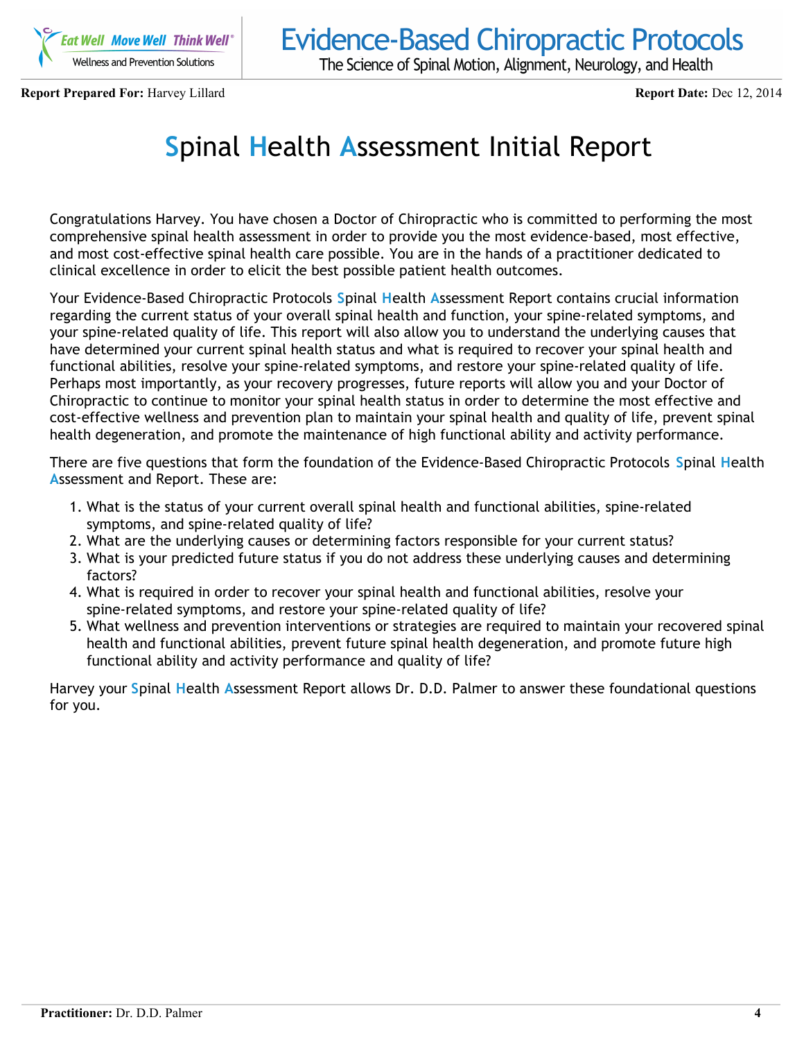**Report Prepared For:** Harvey Lillard **Report Date:** Dec 12, 2014

# Spinal Health Assessment Initial Report

Congratulations Harvey. You have chosen a Doctor of Chiropractic who is committed to performing the most comprehensive spinal health assessment in order to provide you the most evidence-based, most effective, and most cost-effective spinal health care possible. You are in the hands of a practitioner dedicated to clinical excellence in order to elicit the best possible patient health outcomes.

Your Evidence-Based Chiropractic Protocols Spinal Health Assessment Report contains crucial information regarding the current status of your overall spinal health and function, your spine-related symptoms, and your spine-related quality of life. This report will also allow you to understand the underlying causes that have determined your current spinal health status and what is required to recover your spinal health and functional abilities, resolve your spine-related symptoms, and restore your spine-related quality of life. Perhaps most importantly, as your recovery progresses, future reports will allow you and your Doctor of Chiropractic to continue to monitor your spinal health status in order to determine the most effective and cost-effective wellness and prevention plan to maintain your spinal health and quality of life, prevent spinal health degeneration, and promote the maintenance of high functional ability and activity performance.

There are five questions that form the foundation of the Evidence-Based Chiropractic Protocols Spinal Health Assessment and Report. These are:

1. What is the status of your current overall spinal health and functional abilities, spine-related symptoms, and spine-related quality of life?
2. What are the underlying causes or determining factors responsible for your current status?
3. What is your predicted future status if you do not address these underlying causes and determining factors?
4. What is required in order to recover your spinal health and functional abilities, resolve your spine-related symptoms, and restore your spine-related quality of life?
5. What wellness and prevention interventions or strategies are required to maintain your recovered spinal health and functional abilities, prevent future spinal health degeneration, and promote future high functional ability and activity performance and quality of life?

Harvey your Spinal Health Assessment Report allows Dr. D.D. Palmer to answer these foundational questions for you.

**Practitioner:** Dr. D.D. Palmer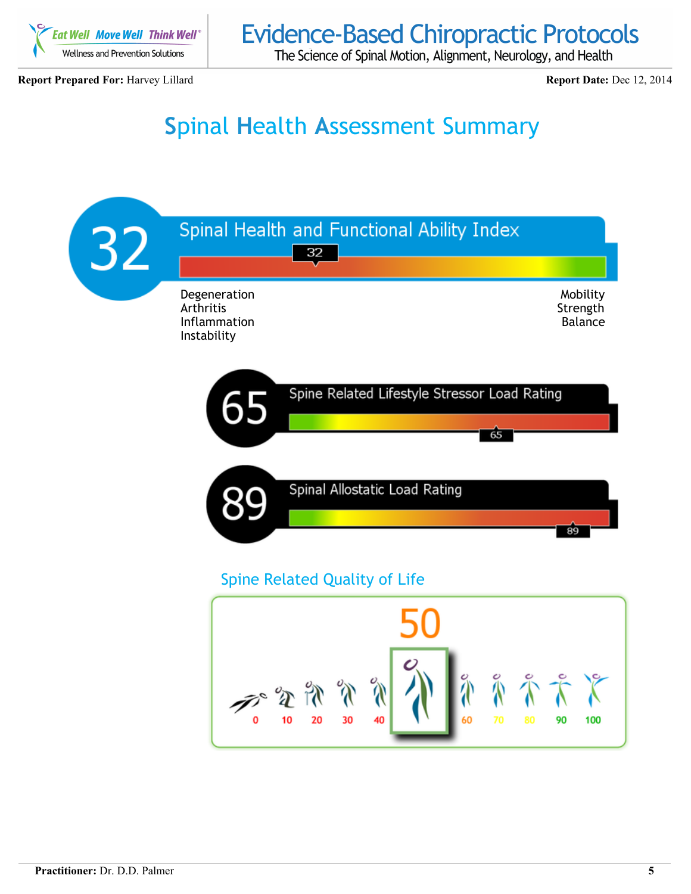**Report Prepared For:** Harvey Lillard

**Report Date:** Dec 12, 2014

# Spinal Health Assessment Summary

32

Spinal Health and Functional Ability Index

32

Degeneration
Arthritis
Inflammation
Instability

Mobility
Strength
Balance

65

Spine Related Lifestyle Stressor Load Rating

65

89

Spinal Allostatic Load Rating

89

## Spine Related Quality of Life

50

0 10 20 30 40 60 70 80 90 100

**Practitioner:** Dr. D.D. Palmer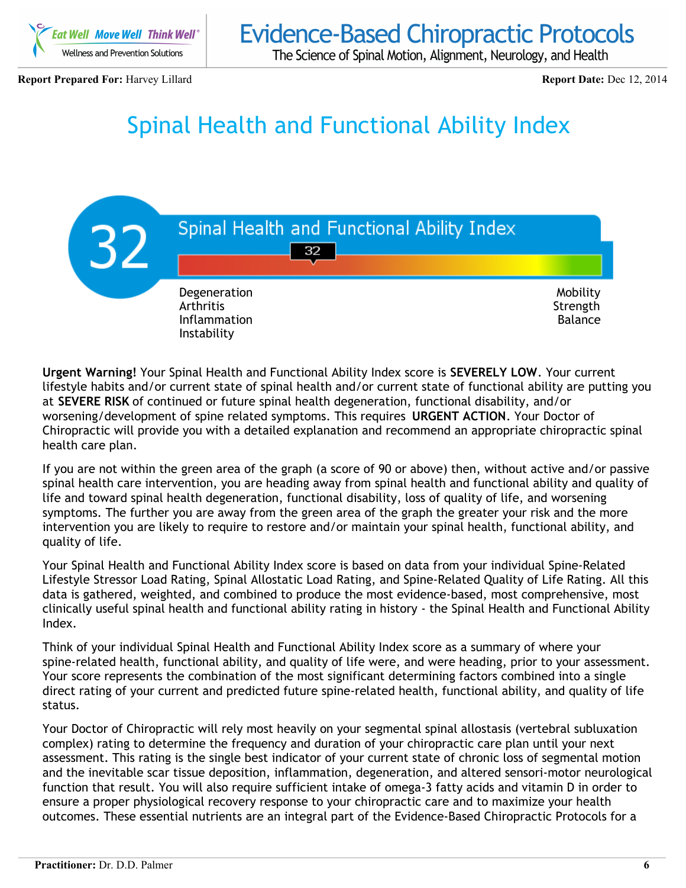**Report Prepared For:** Harvey Lillard

**Report Date:** Dec 12, 2014

# Spinal Health and Functional Ability Index

32

Spinal Health and Functional Ability Index

32

Degeneration
Arthritis
Inflammation
Instability

Mobility
Strength
Balance

**Urgent Warning!** Your Spinal Health and Functional Ability Index score is **SEVERELY LOW**. Your current lifestyle habits and/or current state of spinal health and/or current state of functional ability are putting you at **SEVERE RISK** of continued or future spinal health degeneration, functional disability, and/or worsening/development of spine related symptoms. This requires **URGENT ACTION**. Your Doctor of Chiropractic will provide you with a detailed explanation and recommend an appropriate chiropractic spinal health care plan.

If you are not within the green area of the graph (a score of 90 or above) then, without active and/or passive spinal health care intervention, you are heading away from spinal health and functional ability and quality of life and toward spinal health degeneration, functional disability, loss of quality of life, and worsening symptoms. The further you are away from the green area of the graph the greater your risk and the more intervention you are likely to require to restore and/or maintain your spinal health, functional ability, and quality of life.

Your Spinal Health and Functional Ability Index score is based on data from your individual Spine-Related Lifestyle Stressor Load Rating, Spinal Allostatic Load Rating, and Spine-Related Quality of Life Rating. All this data is gathered, weighted, and combined to produce the most evidence-based, most comprehensive, most clinically useful spinal health and functional ability rating in history - the Spinal Health and Functional Ability Index.

Think of your individual Spinal Health and Functional Ability Index score as a summary of where your spine-related health, functional ability, and quality of life were, and were heading, prior to your assessment. Your score represents the combination of the most significant determining factors combined into a single direct rating of your current and predicted future spine-related health, functional ability, and quality of life status.

Your Doctor of Chiropractic will rely most heavily on your segmental spinal allostasis (vertebral subluxation complex) rating to determine the frequency and duration of your chiropractic care plan until your next assessment. This rating is the single best indicator of your current state of chronic loss of segmental motion and the inevitable scar tissue deposition, inflammation, degeneration, and altered sensori-motor neurological function that result. You will also require sufficient intake of omega-3 fatty acids and vitamin D in order to ensure a proper physiological recovery response to your chiropractic care and to maximize your health outcomes. These essential nutrients are an integral part of the Evidence-Based Chiropractic Protocols for a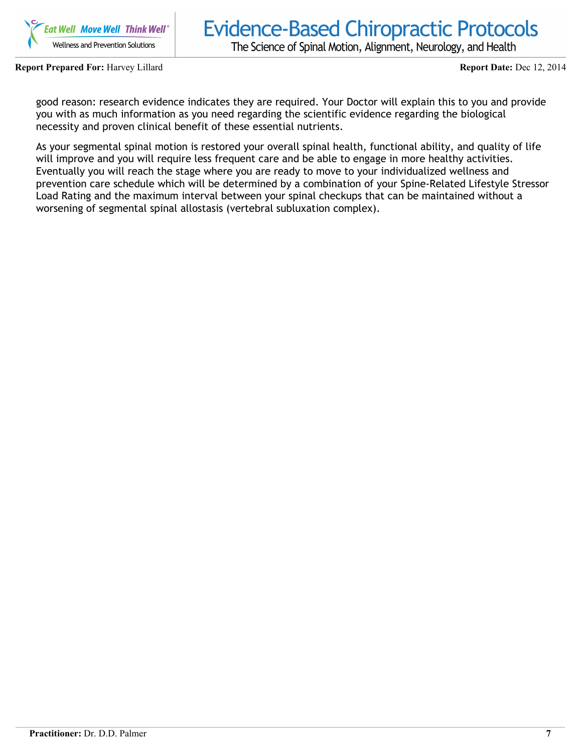good reason: research evidence indicates they are required. Your Doctor will explain this to you and provide you with as much information as you need regarding the scientific evidence regarding the biological necessity and proven clinical benefit of these essential nutrients.

As your segmental spinal motion is restored your overall spinal health, functional ability, and quality of life will improve and you will require less frequent care and be able to engage in more healthy activities. Eventually you will reach the stage where you are ready to move to your individualized wellness and prevention care schedule which will be determined by a combination of your Spine-Related Lifestyle Stressor Load Rating and the maximum interval between your spinal checkups that can be maintained without a worsening of segmental spinal allostasis (vertebral subluxation complex).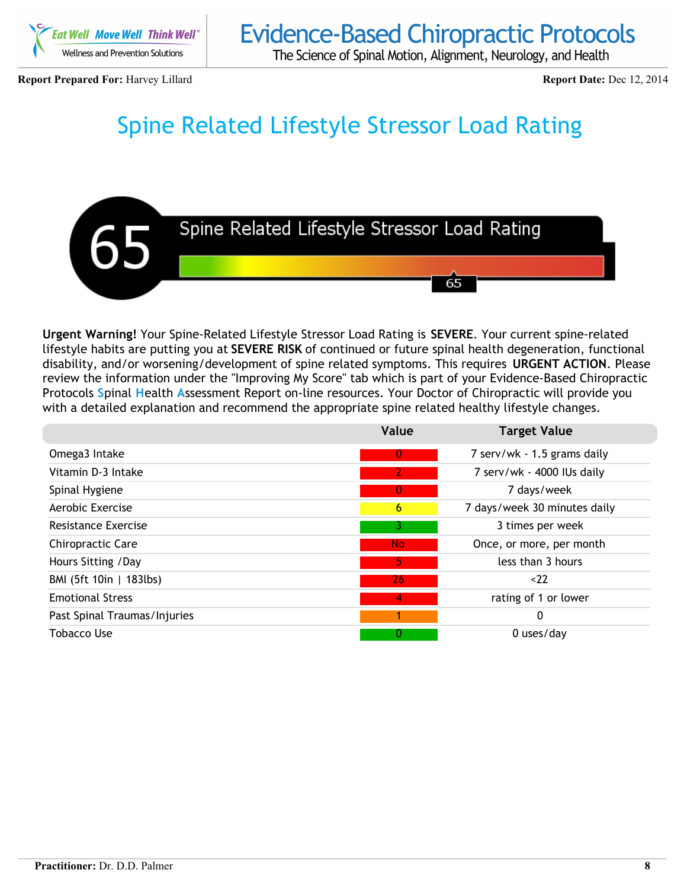**Report Prepared For:** Harvey Lillard

**Report Date:** Dec 12, 2014

# Spine Related Lifestyle Stressor Load Rating

65

Spine Related Lifestyle Stressor Load Rating

65

**Urgent Warning!** Your Spine-Related Lifestyle Stressor Load Rating is **SEVERE**. Your current spine-related lifestyle habits are putting you at **SEVERE RISK** of continued or future spinal health degeneration, functional disability, and/or worsening/development of spine related symptoms. This requires **URGENT ACTION**. Please review the information under the "Improving My Score" tab which is part of your Evidence-Based Chiropractic Protocols **S**pinal **H**ealth **A**ssessment Report on-line resources. Your Doctor of Chiropractic will provide you with a detailed explanation and recommend the appropriate spine related healthy lifestyle changes.

| | Value | Target Value |
|---|---|---|
| Omega3 Intake | 0 | 7 serv/wk - 1.5 grams daily |
| Vitamin D-3 Intake | 2 | 7 serv/wk - 4000 IUs daily |
| Spinal Hygiene | 0 | 7 days/week |
| Aerobic Exercise | 6 | 7 days/week 30 minutes daily |
| Resistance Exercise | 3 | 3 times per week |
| Chiropractic Care | No | Once, or more, per month |
| Hours Sitting /Day | 5 | less than 3 hours |
| BMI (5ft 10in \| 183lbs) | 26 | <22 |
| Emotional Stress | 4 | rating of 1 or lower |
| Past Spinal Traumas/Injuries | 1 | 0 |
| Tobacco Use | 0 | 0 uses/day |

**Practitioner:** Dr. D.D. Palmer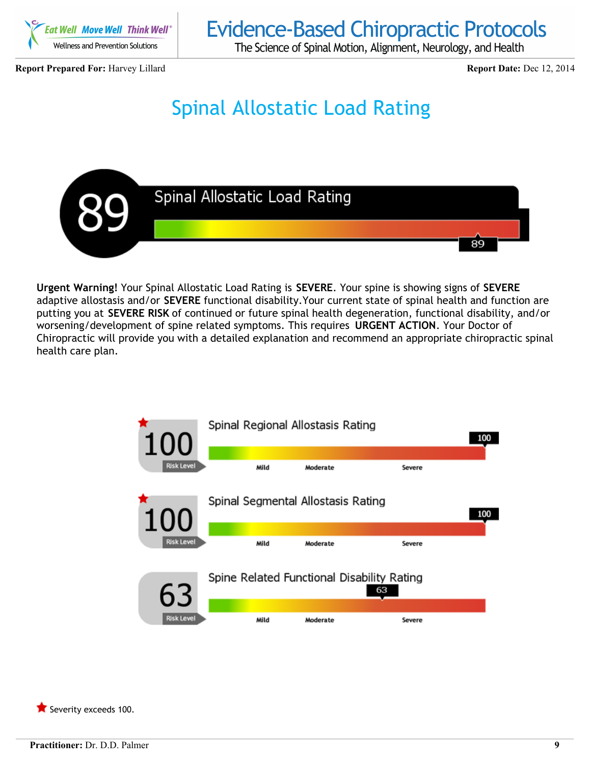**Report Prepared For:** Harvey Lillard

**Report Date:** Dec 12, 2014

# Spinal Allostatic Load Rating

89

Spinal Allostatic Load Rating

89

**Urgent Warning!** Your Spinal Allostatic Load Rating is **SEVERE**. Your spine is showing signs of **SEVERE** adaptive allostasis and/or **SEVERE** functional disability.Your current state of spinal health and function are putting you at **SEVERE RISK** of continued or future spinal health degeneration, functional disability, and/or worsening/development of spine related symptoms. This requires **URGENT ACTION**. Your Doctor of Chiropractic will provide you with a detailed explanation and recommend an appropriate chiropractic spinal health care plan.

★ 100
Risk Level
Spinal Regional Allostasis Rating
100
Mild Moderate Severe

★ 100
Risk Level
Spinal Segmental Allostasis Rating
100
Mild Moderate Severe

63
Risk Level
Spine Related Functional Disability Rating
63
Mild Moderate Severe

★ Severity exceeds 100.

**Practitioner:** Dr. D.D. Palmer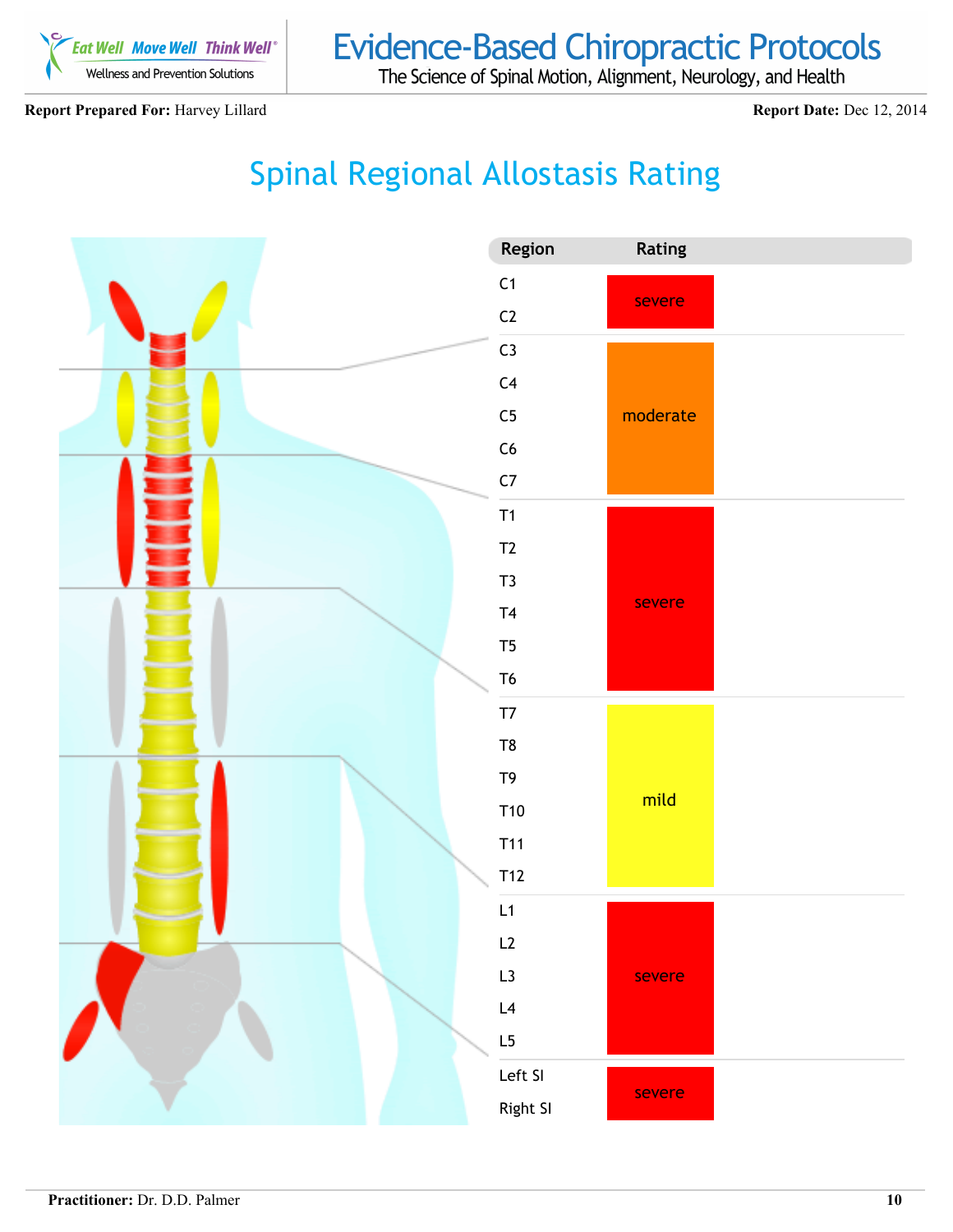**Report Prepared For:** Harvey Lillard **Report Date:** Dec 12, 2014

# Spinal Regional Allostasis Rating

| Region | Rating |
|---|---|
| C1<br>C2 | severe |
| C3<br>C4<br>C5<br>C6<br>C7 | moderate |
| T1<br>T2<br>T3<br>T4<br>T5<br>T6 | severe |
| T7<br>T8<br>T9<br>T10<br>T11<br>T12 | mild |
| L1<br>L2<br>L3<br>L4<br>L5 | severe |
| Left SI<br>Right SI | severe |

**Practitioner:** Dr. D.D. Palmer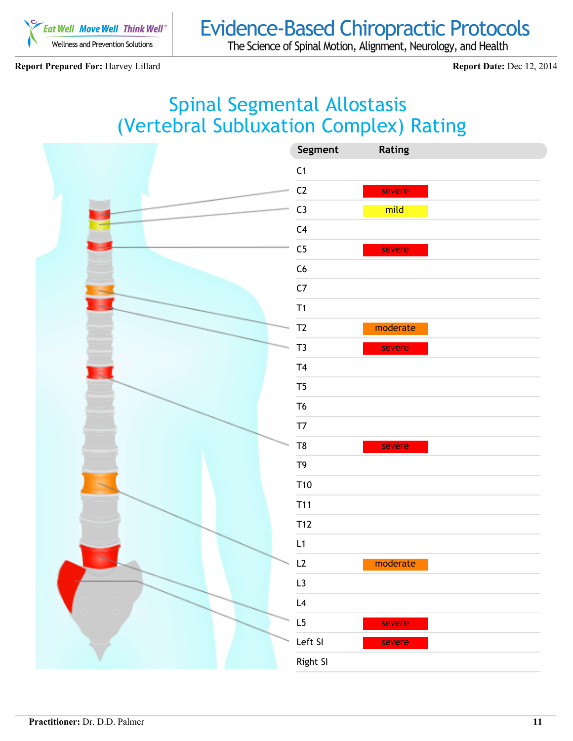Report Prepared For: Harvey Lillard

Report Date: Dec 12, 2014

# Spinal Segmental Allostasis (Vertebral Subluxation Complex) Rating

| Segment | Rating |
|---|---|
| C1 | |
| C2 | severe |
| C3 | mild |
| C4 | |
| C5 | severe |
| C6 | |
| C7 | |
| T1 | |
| T2 | moderate |
| T3 | severe |
| T4 | |
| T5 | |
| T6 | |
| T7 | |
| T8 | severe |
| T9 | |
| T10 | |
| T11 | |
| T12 | |
| L1 | |
| L2 | moderate |
| L3 | |
| L4 | |
| L5 | severe |
| Left SI | severe |
| Right SI | |

**Practitioner:** Dr. D.D. Palmer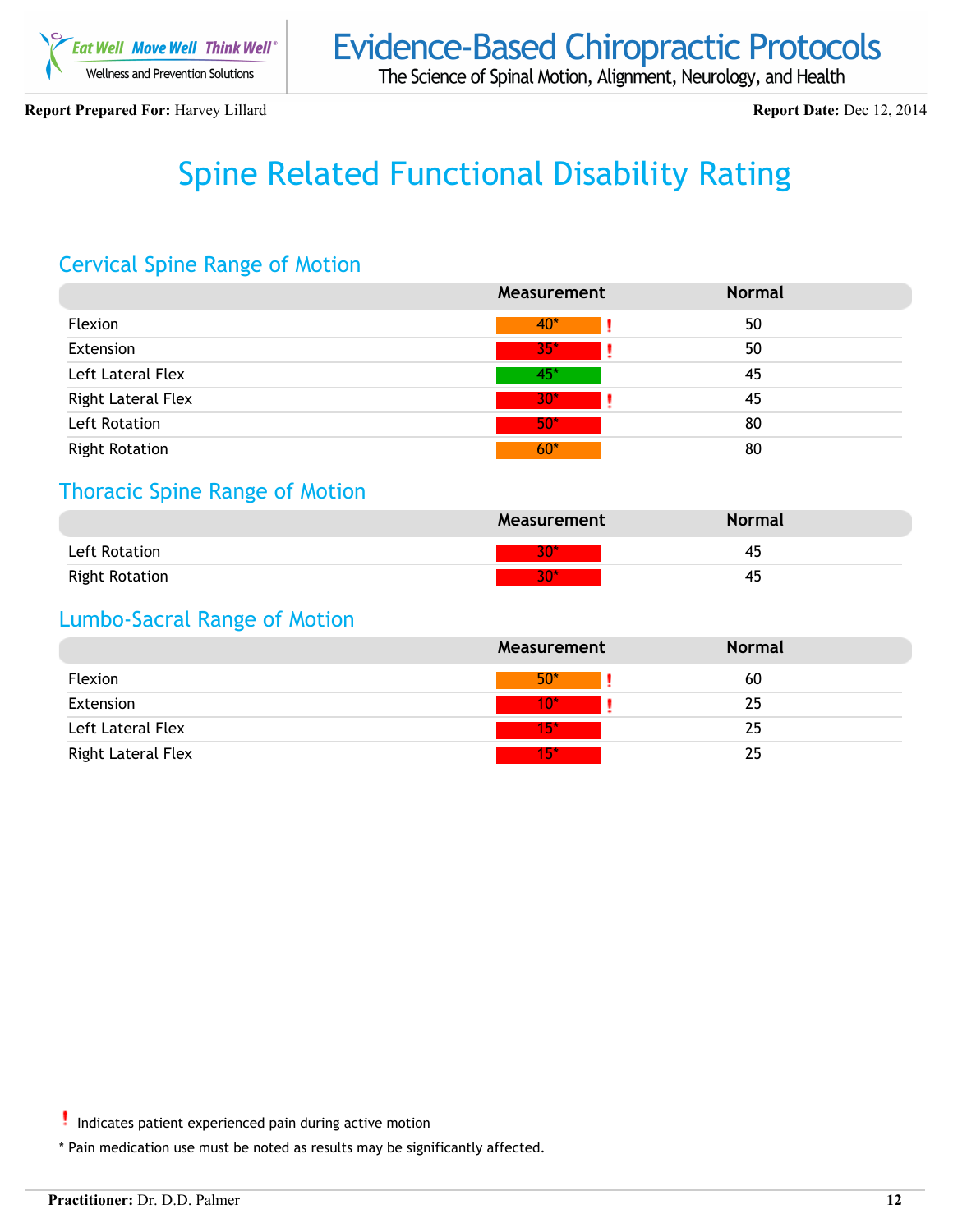**Report Prepared For:** Harvey Lillard

**Report Date:** Dec 12, 2014

# Spine Related Functional Disability Rating

## Cervical Spine Range of Motion

| | Measurement | Normal |
|---|---|---|
| Flexion | 40* ! | 50 |
| Extension | 35* ! | 50 |
| Left Lateral Flex | 45* | 45 |
| Right Lateral Flex | 30* ! | 45 |
| Left Rotation | 50* | 80 |
| Right Rotation | 60* | 80 |

## Thoracic Spine Range of Motion

| | Measurement | Normal |
|---|---|---|
| Left Rotation | 30* | 45 |
| Right Rotation | 30* | 45 |

## Lumbo-Sacral Range of Motion

| | Measurement | Normal |
|---|---|---|
| Flexion | 50* ! | 60 |
| Extension | 10* ! | 25 |
| Left Lateral Flex | 15* | 25 |
| Right Lateral Flex | 15* | 25 |

! Indicates patient experienced pain during active motion

* Pain medication use must be noted as results may be significantly affected.

**Practitioner:** Dr. D.D. Palmer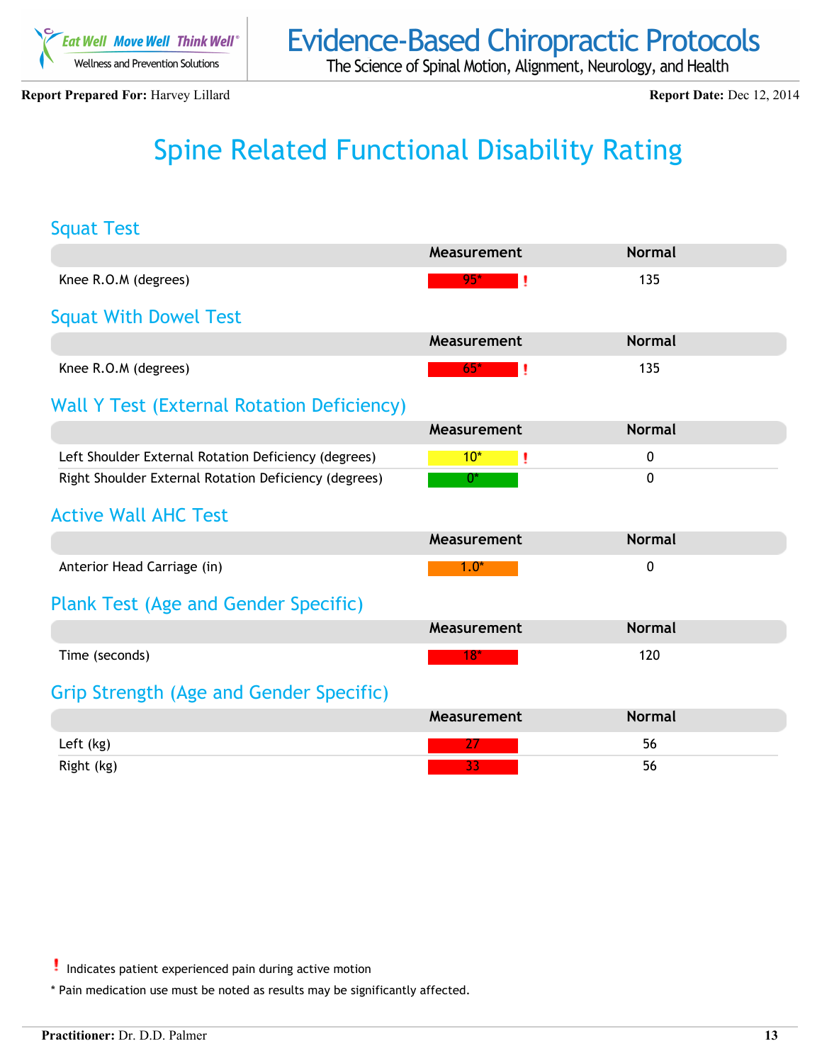**Report Prepared For:** Harvey Lillard **Report Date:** Dec 12, 2014

# Spine Related Functional Disability Rating

## Squat Test

| | Measurement | Normal |
|---|---|---|
| Knee R.O.M (degrees) | 95* ! | 135 |

## Squat With Dowel Test

| | Measurement | Normal |
|---|---|---|
| Knee R.O.M (degrees) | 65* ! | 135 |

## Wall Y Test (External Rotation Deficiency)

| | Measurement | Normal |
|---|---|---|
| Left Shoulder External Rotation Deficiency (degrees) | 10* ! | 0 |
| Right Shoulder External Rotation Deficiency (degrees) | 0* | 0 |

## Active Wall AHC Test

| | Measurement | Normal |
|---|---|---|
| Anterior Head Carriage (in) | 1.0* | 0 |

## Plank Test (Age and Gender Specific)

| | Measurement | Normal |
|---|---|---|
| Time (seconds) | 18* | 120 |

## Grip Strength (Age and Gender Specific)

| | Measurement | Normal |
|---|---|---|
| Left (kg) | 27 | 56 |
| Right (kg) | 33 | 56 |

! Indicates patient experienced pain during active motion

* Pain medication use must be noted as results may be significantly affected.

**Practitioner:** Dr. D.D. Palmer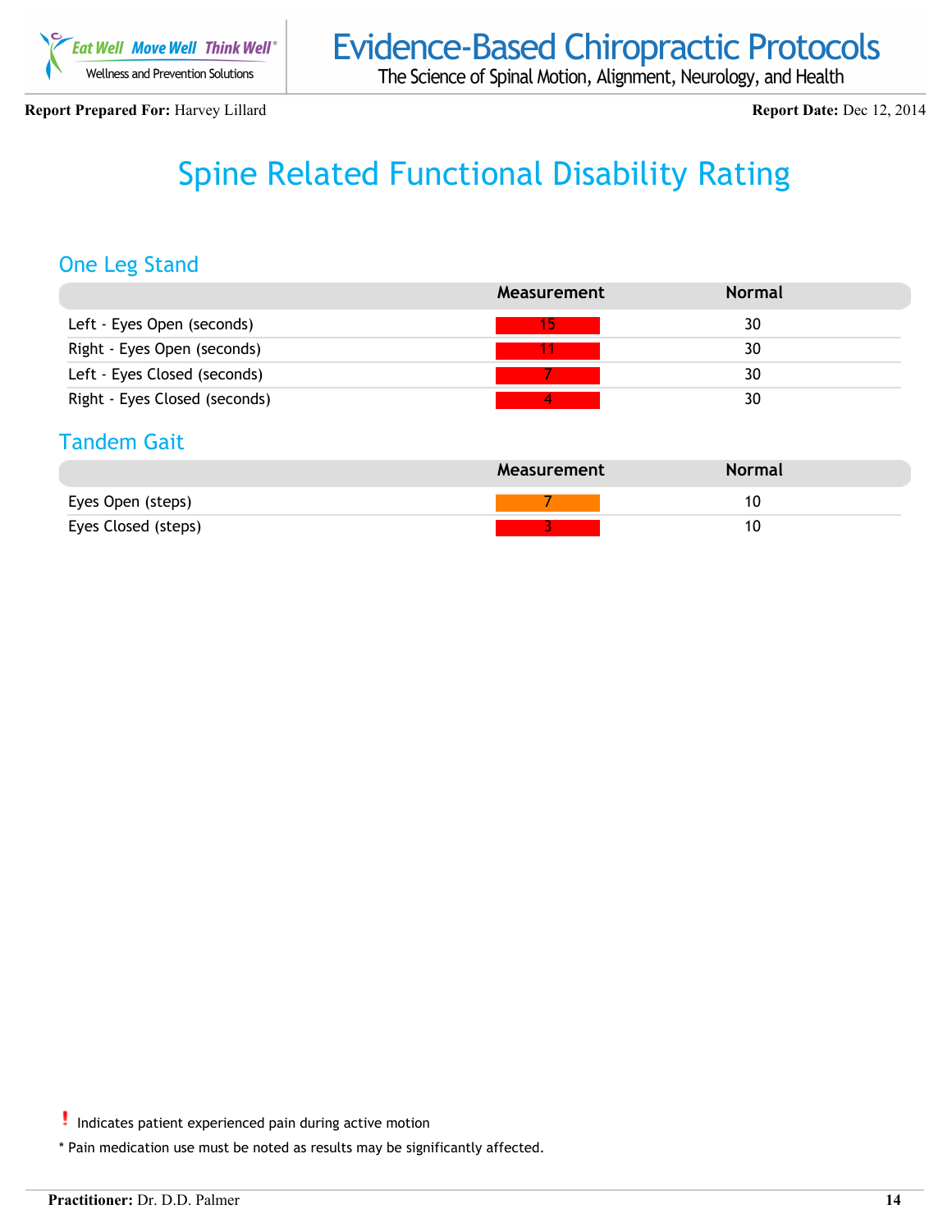Report Prepared For: Harvey Lillard

Report Date: Dec 12, 2014

# Spine Related Functional Disability Rating

## One Leg Stand

| | Measurement | Normal |
|---|---|---|
| Left - Eyes Open (seconds) | 15 | 30 |
| Right - Eyes Open (seconds) | 11 | 30 |
| Left - Eyes Closed (seconds) | 7 | 30 |
| Right - Eyes Closed (seconds) | 4 | 30 |

## Tandem Gait

| | Measurement | Normal |
|---|---|---|
| Eyes Open (steps) | 7 | 10 |
| Eyes Closed (steps) | 3 | 10 |

! Indicates patient experienced pain during active motion

* Pain medication use must be noted as results may be significantly affected.

**Practitioner:** Dr. D.D. Palmer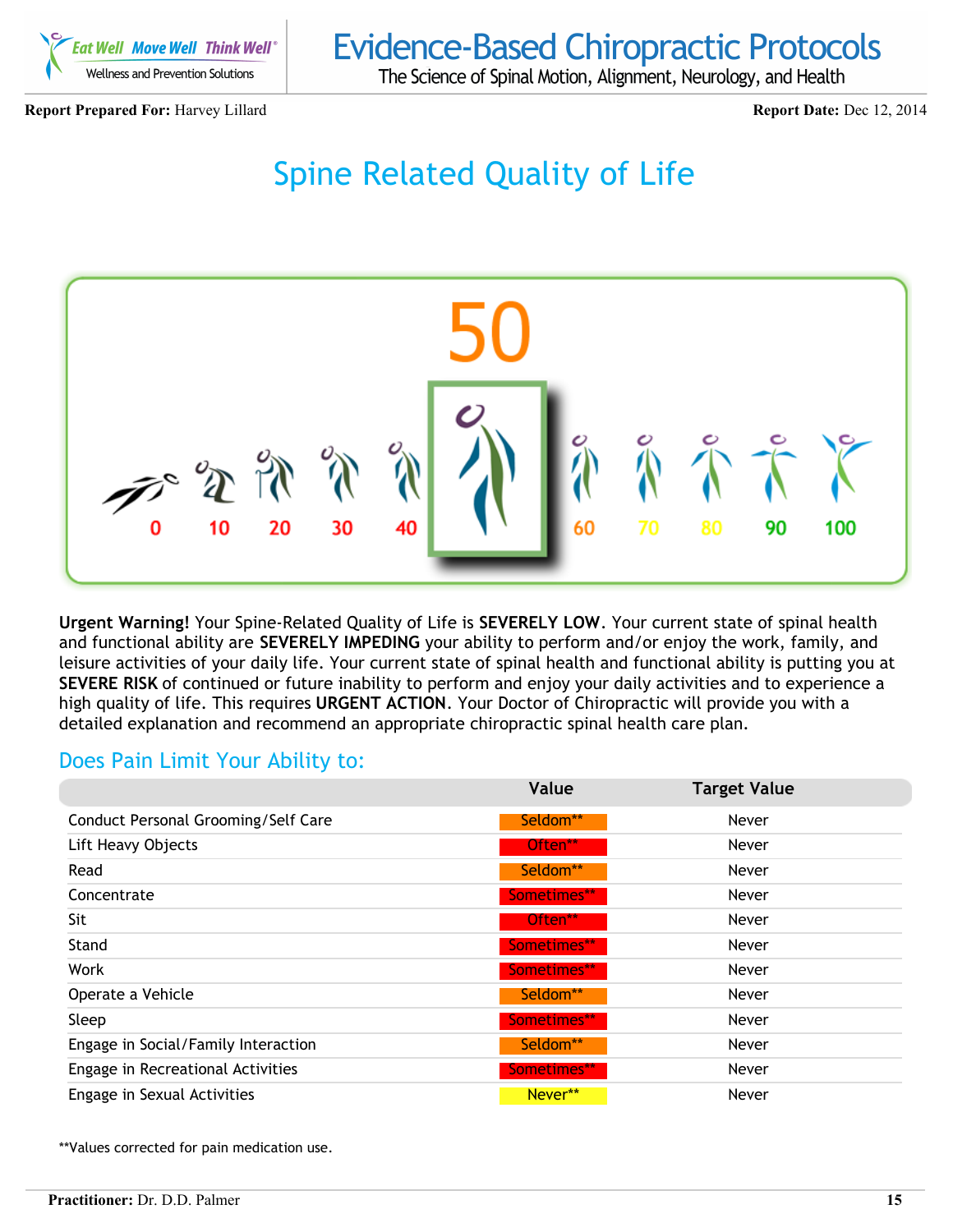**Report Prepared For:** Harvey Lillard **Report Date:** Dec 12, 2014

# Spine Related Quality of Life

50

0 10 20 30 40 60 70 80 90 100

**Urgent Warning!** Your Spine-Related Quality of Life is **SEVERELY LOW**. Your current state of spinal health and functional ability are **SEVERELY IMPEDING** your ability to perform and/or enjoy the work, family, and leisure activities of your daily life. Your current state of spinal health and functional ability is putting you at **SEVERE RISK** of continued or future inability to perform and enjoy your daily activities and to experience a high quality of life. This requires **URGENT ACTION**. Your Doctor of Chiropractic will provide you with a detailed explanation and recommend an appropriate chiropractic spinal health care plan.

## Does Pain Limit Your Ability to:

| | Value | Target Value |
|---|---|---|
| Conduct Personal Grooming/Self Care | Seldom** | Never |
| Lift Heavy Objects | Often** | Never |
| Read | Seldom** | Never |
| Concentrate | Sometimes** | Never |
| Sit | Often** | Never |
| Stand | Sometimes** | Never |
| Work | Sometimes** | Never |
| Operate a Vehicle | Seldom** | Never |
| Sleep | Sometimes** | Never |
| Engage in Social/Family Interaction | Seldom** | Never |
| Engage in Recreational Activities | Sometimes** | Never |
| Engage in Sexual Activities | Never** | Never |

**Values corrected for pain medication use.

**Practitioner:** Dr. D.D. Palmer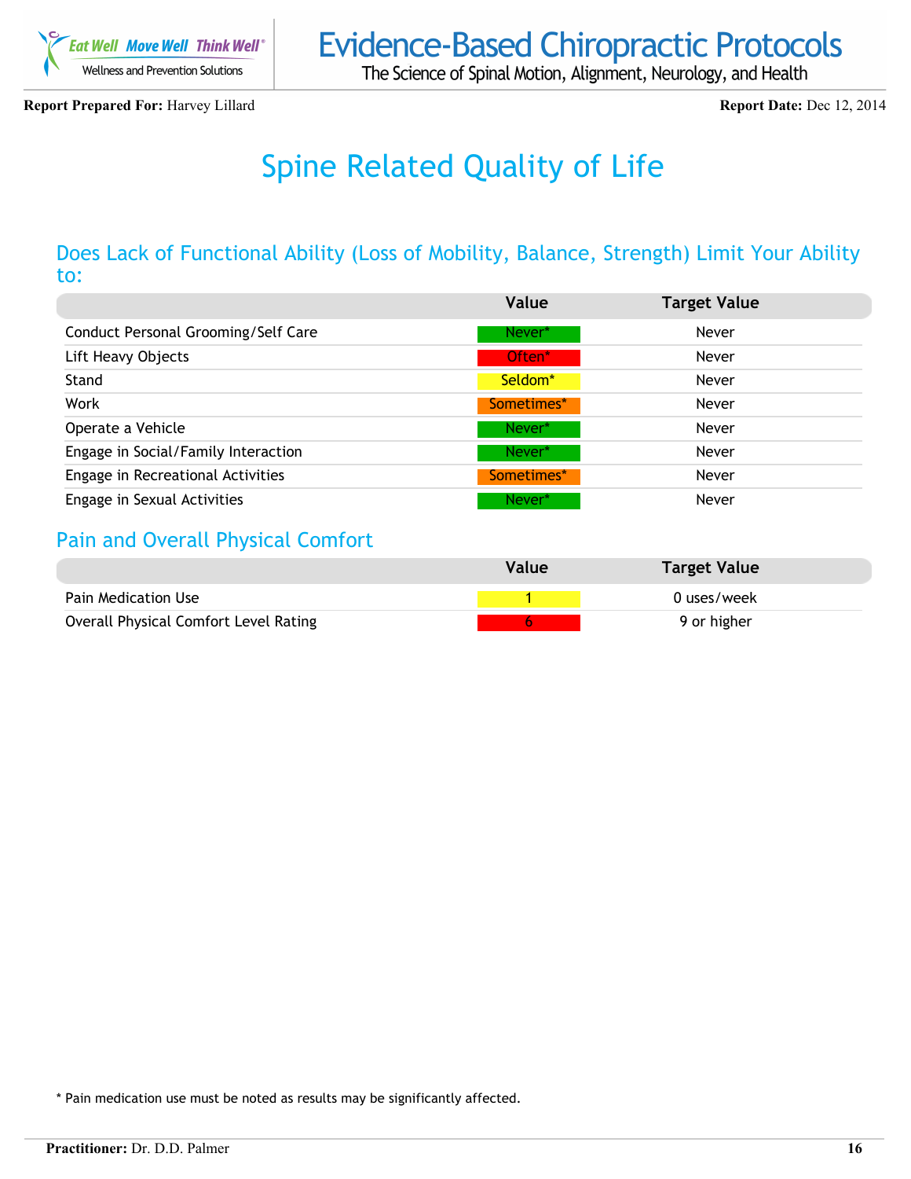**Report Prepared For:** Harvey Lillard **Report Date:** Dec 12, 2014

# Spine Related Quality of Life

## Does Lack of Functional Ability (Loss of Mobility, Balance, Strength) Limit Your Ability to:

| | Value | Target Value |
|---|---|---|
| Conduct Personal Grooming/Self Care | Never* | Never |
| Lift Heavy Objects | Often* | Never |
| Stand | Seldom* | Never |
| Work | Sometimes* | Never |
| Operate a Vehicle | Never* | Never |
| Engage in Social/Family Interaction | Never* | Never |
| Engage in Recreational Activities | Sometimes* | Never |
| Engage in Sexual Activities | Never* | Never |

## Pain and Overall Physical Comfort

| | Value | Target Value |
|---|---|---|
| Pain Medication Use | 1 | 0 uses/week |
| Overall Physical Comfort Level Rating | 6 | 9 or higher |

* Pain medication use must be noted as results may be significantly affected.

**Practitioner:** Dr. D.D. Palmer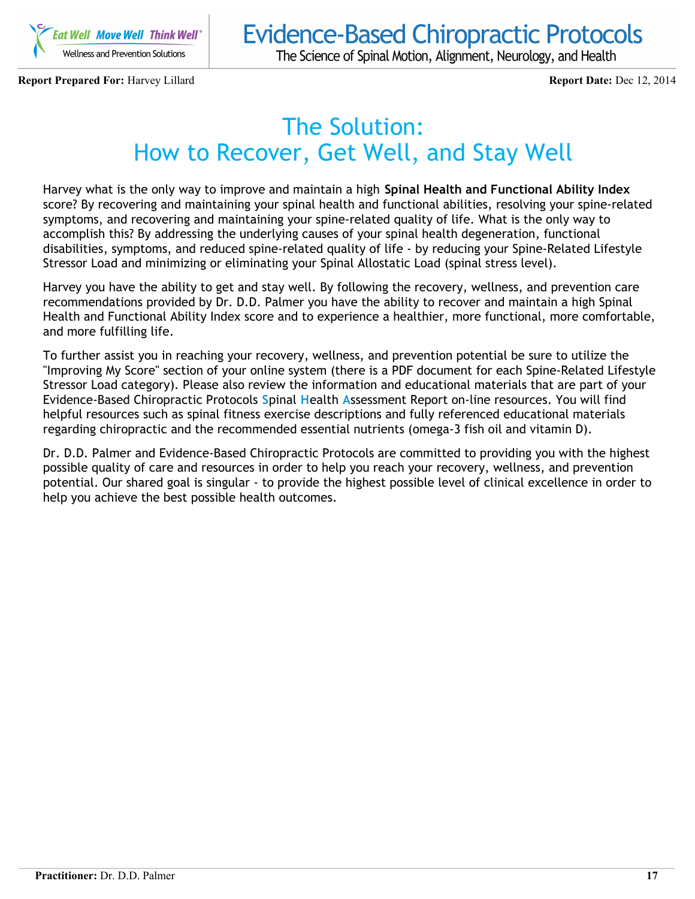**Report Prepared For:** Harvey Lillard **Report Date:** Dec 12, 2014

# The Solution:
# How to Recover, Get Well, and Stay Well

Harvey what is the only way to improve and maintain a high **Spinal Health and Functional Ability Index** score? By recovering and maintaining your spinal health and functional abilities, resolving your spine-related symptoms, and recovering and maintaining your spine-related quality of life. What is the only way to accomplish this? By addressing the underlying causes of your spinal health degeneration, functional disabilities, symptoms, and reduced spine-related quality of life - by reducing your Spine-Related Lifestyle Stressor Load and minimizing or eliminating your Spinal Allostatic Load (spinal stress level).

Harvey you have the ability to get and stay well. By following the recovery, wellness, and prevention care recommendations provided by Dr. D.D. Palmer you have the ability to recover and maintain a high Spinal Health and Functional Ability Index score and to experience a healthier, more functional, more comfortable, and more fulfilling life.

To further assist you in reaching your recovery, wellness, and prevention potential be sure to utilize the "Improving My Score" section of your online system (there is a PDF document for each Spine-Related Lifestyle Stressor Load category). Please also review the information and educational materials that are part of your Evidence-Based Chiropractic Protocols Spinal Health Assessment Report on-line resources. You will find helpful resources such as spinal fitness exercise descriptions and fully referenced educational materials regarding chiropractic and the recommended essential nutrients (omega-3 fish oil and vitamin D).

Dr. D.D. Palmer and Evidence-Based Chiropractic Protocols are committed to providing you with the highest possible quality of care and resources in order to help you reach your recovery, wellness, and prevention potential. Our shared goal is singular - to provide the highest possible level of clinical excellence in order to help you achieve the best possible health outcomes.

**Practitioner:** Dr. D.D. Palmer